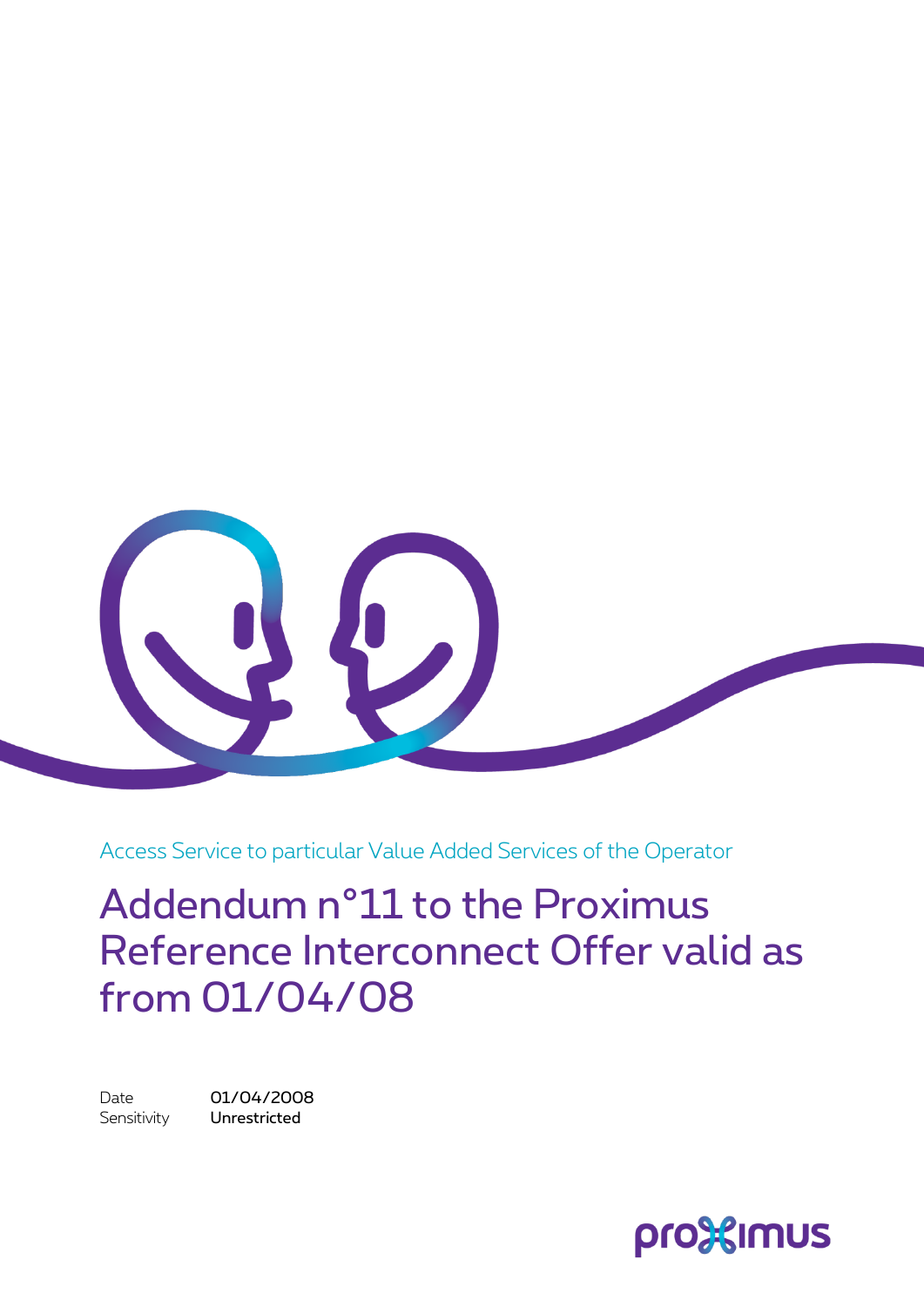Access Service to particular Value Added Services of the Operator

# Addendum n°11 to the Proximus Reference Interconnect Offer valid as from 01/04/08

Date 01/04/2008
Sensitivity **Unrestricted**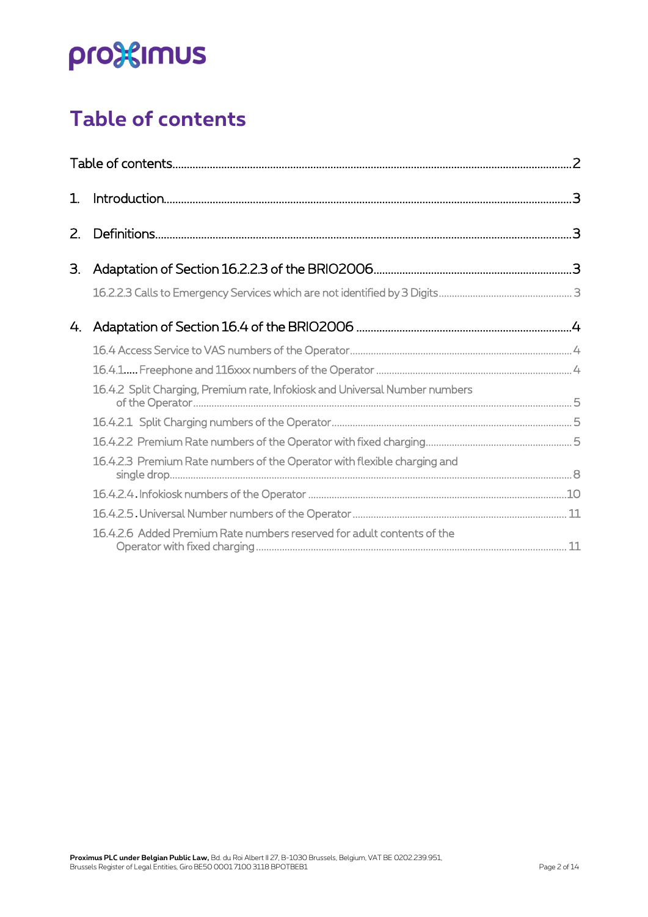proximus

# Table of contents

Table of contents ........................................................................ 2

1. Introduction ........................................................................ 3

2. Definitions ........................................................................ 3

3. Adaptation of Section 16.2.2.3 of the BRIO2006 ........................................................................ 3

   16.2.2.3 Calls to Emergency Services which are not identified by 3 Digits ........................................................................ 3

4. Adaptation of Section 16.4 of the BRIO2006 ........................................................................ 4

   16.4 Access Service to VAS numbers of the Operator ........................................................................ 4

   16.4.1..... Freephone and 116xxx numbers of the Operator ........................................................................ 4

   16.4.2 Split Charging, Premium rate, Infokiosk and Universal Number numbers of the Operator ........................................................................ 5

   16.4.2.1 Split Charging numbers of the Operator ........................................................................ 5

   16.4.2.2 Premium Rate numbers of the Operator with fixed charging ........................................................................ 5

   16.4.2.3 Premium Rate numbers of the Operator with flexible charging and single drop ........................................................................ 8

   16.4.2.4. Infokiosk numbers of the Operator ........................................................................ 10

   16.4.2.5. Universal Number numbers of the Operator ........................................................................ 11

   16.4.2.6 Added Premium Rate numbers reserved for adult contents of the Operator with fixed charging ........................................................................ 11

**Proximus PLC under Belgian Public Law,** Bd. du Roi Albert II 27, B-1030 Brussels, Belgium, VAT BE 0202.239.951,
Brussels Register of Legal Entities, Giro BE50 0001 7100 3118 BPOTBEB1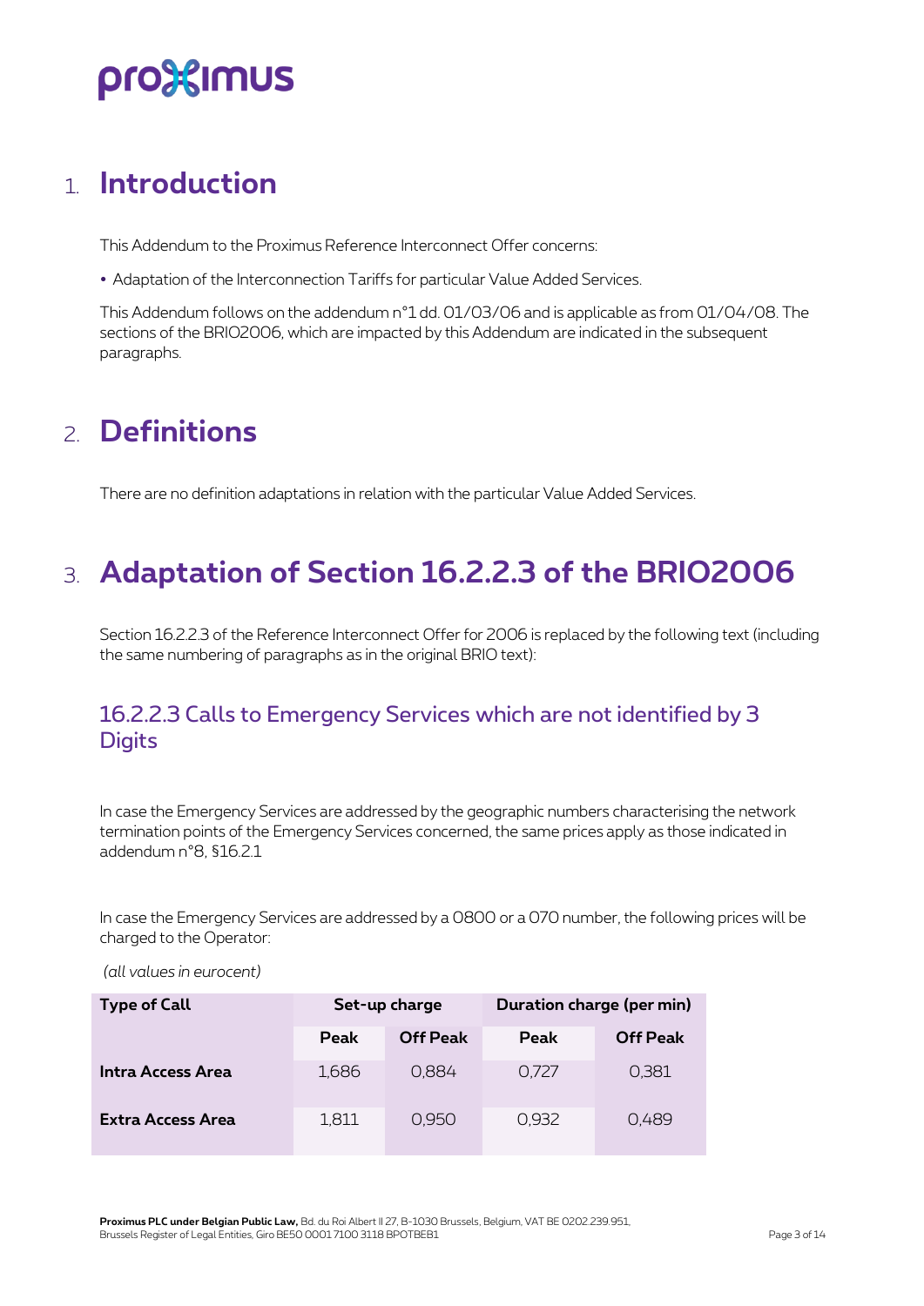# 1. Introduction

This Addendum to the Proximus Reference Interconnect Offer concerns:

- Adaptation of the Interconnection Tariffs for particular Value Added Services.

This Addendum follows on the addendum n°1 dd. 01/03/06 and is applicable as from 01/04/08. The sections of the BRIO2006, which are impacted by this Addendum are indicated in the subsequent paragraphs.

# 2. Definitions

There are no definition adaptations in relation with the particular Value Added Services.

# 3. Adaptation of Section 16.2.2.3 of the BRIO2006

Section 16.2.2.3 of the Reference Interconnect Offer for 2006 is replaced by the following text (including the same numbering of paragraphs as in the original BRIO text):

## 16.2.2.3 Calls to Emergency Services which are not identified by 3 Digits

In case the Emergency Services are addressed by the geographic numbers characterising the network termination points of the Emergency Services concerned, the same prices apply as those indicated in addendum n°8, §16.2.1

In case the Emergency Services are addressed by a 0800 or a 070 number, the following prices will be charged to the Operator:

*(all values in eurocent)*

| Type of Call | Set-up charge | | Duration charge (per min) | |
|---|---|---|---|---|
| | Peak | Off Peak | Peak | Off Peak |
| **Intra Access Area** | 1,686 | 0,884 | 0,727 | 0,381 |
| **Extra Access Area** | 1,811 | 0,950 | 0,932 | 0,489 |

**Proximus PLC under Belgian Public Law,** Bd. du Roi Albert II 27, B-1030 Brussels, Belgium, VAT BE 0202.239.951, Brussels Register of Legal Entities, Giro BE50 0001 7100 3118 BPOTBEB1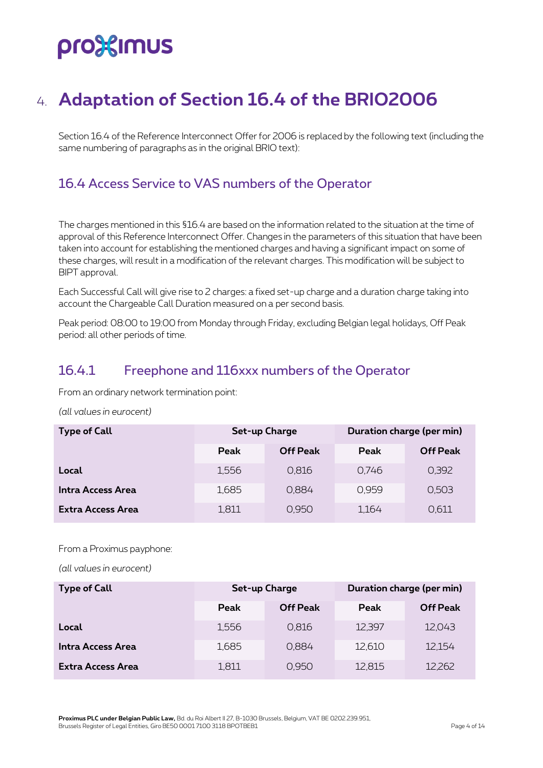# 4. Adaptation of Section 16.4 of the BRIO2006

Section 16.4 of the Reference Interconnect Offer for 2006 is replaced by the following text (including the same numbering of paragraphs as in the original BRIO text):

## 16.4 Access Service to VAS numbers of the Operator

The charges mentioned in this §16.4 are based on the information related to the situation at the time of approval of this Reference Interconnect Offer. Changes in the parameters of this situation that have been taken into account for establishing the mentioned charges and having a significant impact on some of these charges, will result in a modification of the relevant charges. This modification will be subject to BIPT approval.

Each Successful Call will give rise to 2 charges: a fixed set-up charge and a duration charge taking into account the Chargeable Call Duration measured on a per second basis.

Peak period: 08:00 to 19:00 from Monday through Friday, excluding Belgian legal holidays, Off Peak period: all other periods of time.

### 16.4.1 Freephone and 116xxx numbers of the Operator

From an ordinary network termination point:

*(all values in eurocent)*

| Type of Call | Set-up Charge | | Duration charge (per min) | |
|---|---|---|---|---|
| | Peak | Off Peak | Peak | Off Peak |
| **Local** | 1,556 | 0,816 | 0,746 | 0,392 |
| **Intra Access Area** | 1,685 | 0,884 | 0,959 | 0,503 |
| **Extra Access Area** | 1,811 | 0,950 | 1,164 | 0,611 |

From a Proximus payphone:

*(all values in eurocent)*

| Type of Call | Set-up Charge | | Duration charge (per min) | |
|---|---|---|---|---|
| | Peak | Off Peak | Peak | Off Peak |
| **Local** | 1,556 | 0,816 | 12,397 | 12,043 |
| **Intra Access Area** | 1,685 | 0,884 | 12,610 | 12,154 |
| **Extra Access Area** | 1,811 | 0,950 | 12,815 | 12,262 |

**Proximus PLC under Belgian Public Law,** Bd. du Roi Albert II 27, B-1030 Brussels, Belgium, VAT BE 0202.239.951, Brussels Register of Legal Entities, Giro BE50 0001 7100 3118 BPOTBEB1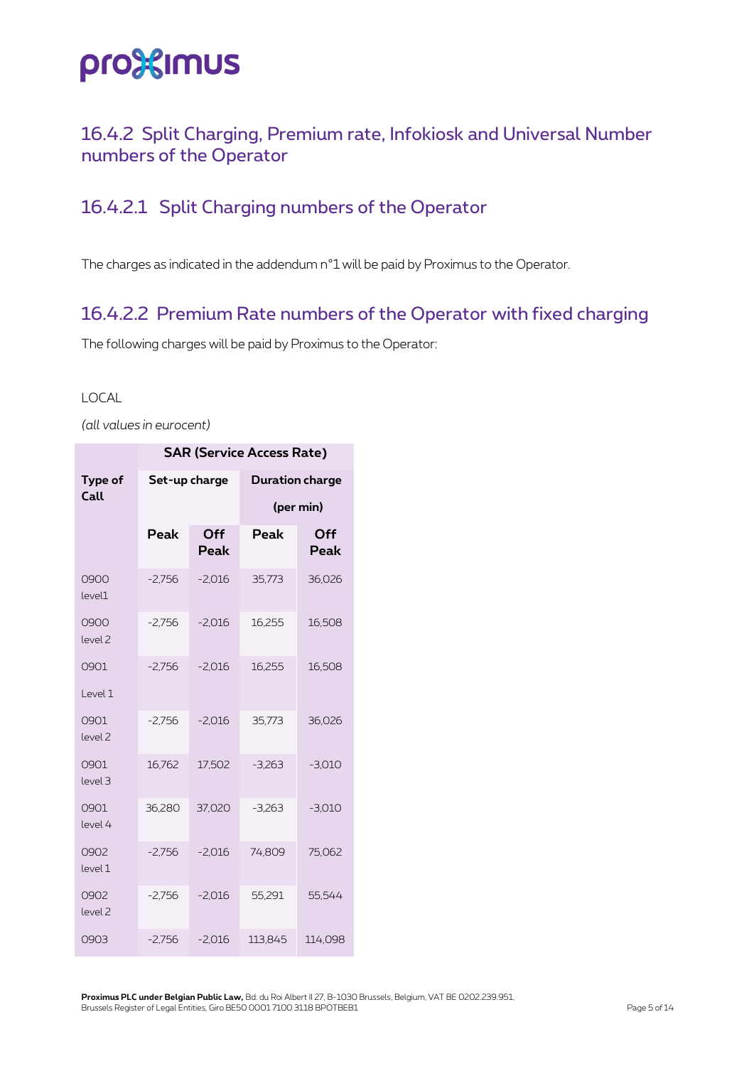## 16.4.2 Split Charging, Premium rate, Infokiosk and Universal Number numbers of the Operator

### 16.4.2.1 Split Charging numbers of the Operator

The charges as indicated in the addendum n°1 will be paid by Proximus to the Operator.

### 16.4.2.2 Premium Rate numbers of the Operator with fixed charging

The following charges will be paid by Proximus to the Operator:

LOCAL

*(all values in eurocent)*

| | **SAR (Service Access Rate)** | | | |
|---|---|---|---|---|
| **Type of Call** | **Set-up charge** | | **Duration charge (per min)** | |
| | **Peak** | **Off Peak** | **Peak** | **Off Peak** |
| 0900 level1 | -2,756 | -2,016 | 35,773 | 36,026 |
| 0900 level 2 | -2,756 | -2,016 | 16,255 | 16,508 |
| 0901 Level 1 | -2,756 | -2,016 | 16,255 | 16,508 |
| 0901 level 2 | -2,756 | -2,016 | 35,773 | 36,026 |
| 0901 level 3 | 16,762 | 17,502 | -3,263 | -3,010 |
| 0901 level 4 | 36,280 | 37,020 | -3,263 | -3,010 |
| 0902 level 1 | -2,756 | -2,016 | 74,809 | 75,062 |
| 0902 level 2 | -2,756 | -2,016 | 55,291 | 55,544 |
| 0903 | -2,756 | -2,016 | 113,845 | 114,098 |

**Proximus PLC under Belgian Public Law,** Bd. du Roi Albert II 27, B-1030 Brussels, Belgium, VAT BE 0202.239.951, Brussels Register of Legal Entities, Giro BE50 0001 7100 3118 BPOTBEB1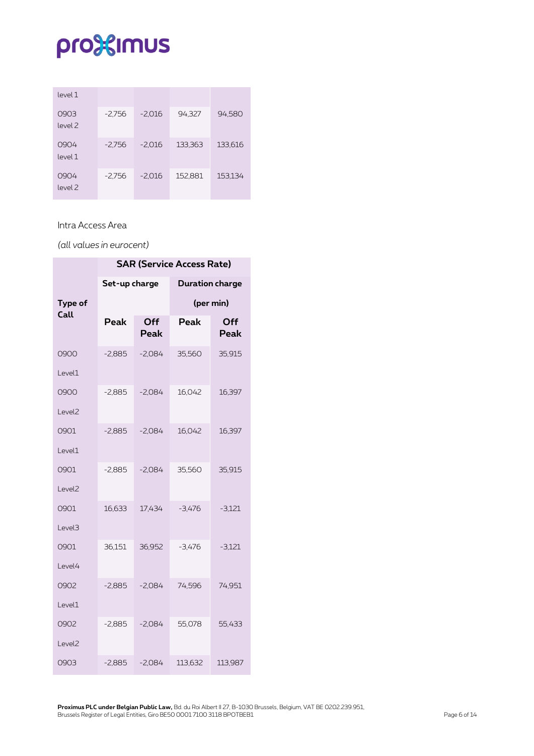| | | | | |
|---|---|---|---|---|
| level 1 | | | | |
| 0903 level 2 | -2,756 | -2,016 | 94,327 | 94,580 |
| 0904 level 1 | -2,756 | -2,016 | 133,363 | 133,616 |
| 0904 level 2 | -2,756 | -2,016 | 152,881 | 153,134 |

Intra Access Area

*(all values in eurocent)*

| Type of Call | SAR (Service Access Rate) | | | |
|---|---|---|---|---|
| | Set-up charge | | Duration charge (per min) | |
| | Peak | Off Peak | Peak | Off Peak |
| 0900 Level1 | -2,885 | -2,084 | 35,560 | 35,915 |
| 0900 Level2 | -2,885 | -2,084 | 16,042 | 16,397 |
| 0901 Level1 | -2,885 | -2,084 | 16,042 | 16,397 |
| 0901 Level2 | -2,885 | -2,084 | 35,560 | 35,915 |
| 0901 Level3 | 16,633 | 17,434 | -3,476 | -3,121 |
| 0901 Level4 | 36,151 | 36,952 | -3,476 | -3,121 |
| 0902 Level1 | -2,885 | -2,084 | 74,596 | 74,951 |
| 0902 Level2 | -2,885 | -2,084 | 55,078 | 55,433 |
| 0903 | -2,885 | -2,084 | 113,632 | 113,987 |

**Proximus PLC under Belgian Public Law,** Bd. du Roi Albert II 27, B-1030 Brussels, Belgium, VAT BE 0202.239.951, Brussels Register of Legal Entities, Giro BE50 0001 7100 3118 BPOTBEB1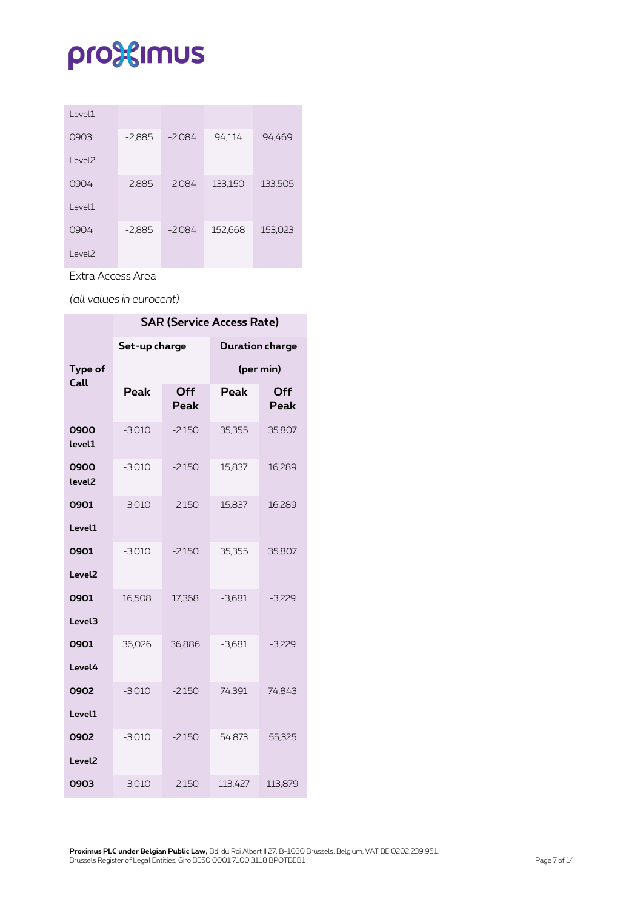| | | | | |
|---|---|---|---|---|
| Level1 | | | | |
| 0903 Level2 | -2,885 | -2,084 | 94,114 | 94,469 |
| 0904 Level1 | -2,885 | -2,084 | 133,150 | 133,505 |
| 0904 Level2 | -2,885 | -2,084 | 152,668 | 153,023 |

Extra Access Area

*(all values in eurocent)*

| Type of Call | SAR (Service Access Rate) | | | |
|---|---|---|---|---|
| | Set-up charge | | Duration charge (per min) | |
| | Peak | Off Peak | Peak | Off Peak |
| **0900 level1** | -3,010 | -2,150 | 35,355 | 35,807 |
| **0900 level2** | -3,010 | -2,150 | 15,837 | 16,289 |
| **0901 Level1** | -3,010 | -2,150 | 15,837 | 16,289 |
| **0901 Level2** | -3,010 | -2,150 | 35,355 | 35,807 |
| **0901 Level3** | 16,508 | 17,368 | -3,681 | -3,229 |
| **0901 Level4** | 36,026 | 36,886 | -3,681 | -3,229 |
| **0902 Level1** | -3,010 | -2,150 | 74,391 | 74,843 |
| **0902 Level2** | -3,010 | -2,150 | 54,873 | 55,325 |
| **0903** | -3,010 | -2,150 | 113,427 | 113,879 |

**Proximus PLC under Belgian Public Law,** Bd. du Roi Albert II 27, B-1030 Brussels, Belgium, VAT BE 0202.239.951, Brussels Register of Legal Entities, Giro BE50 0001 7100 3118 BPOTBEB1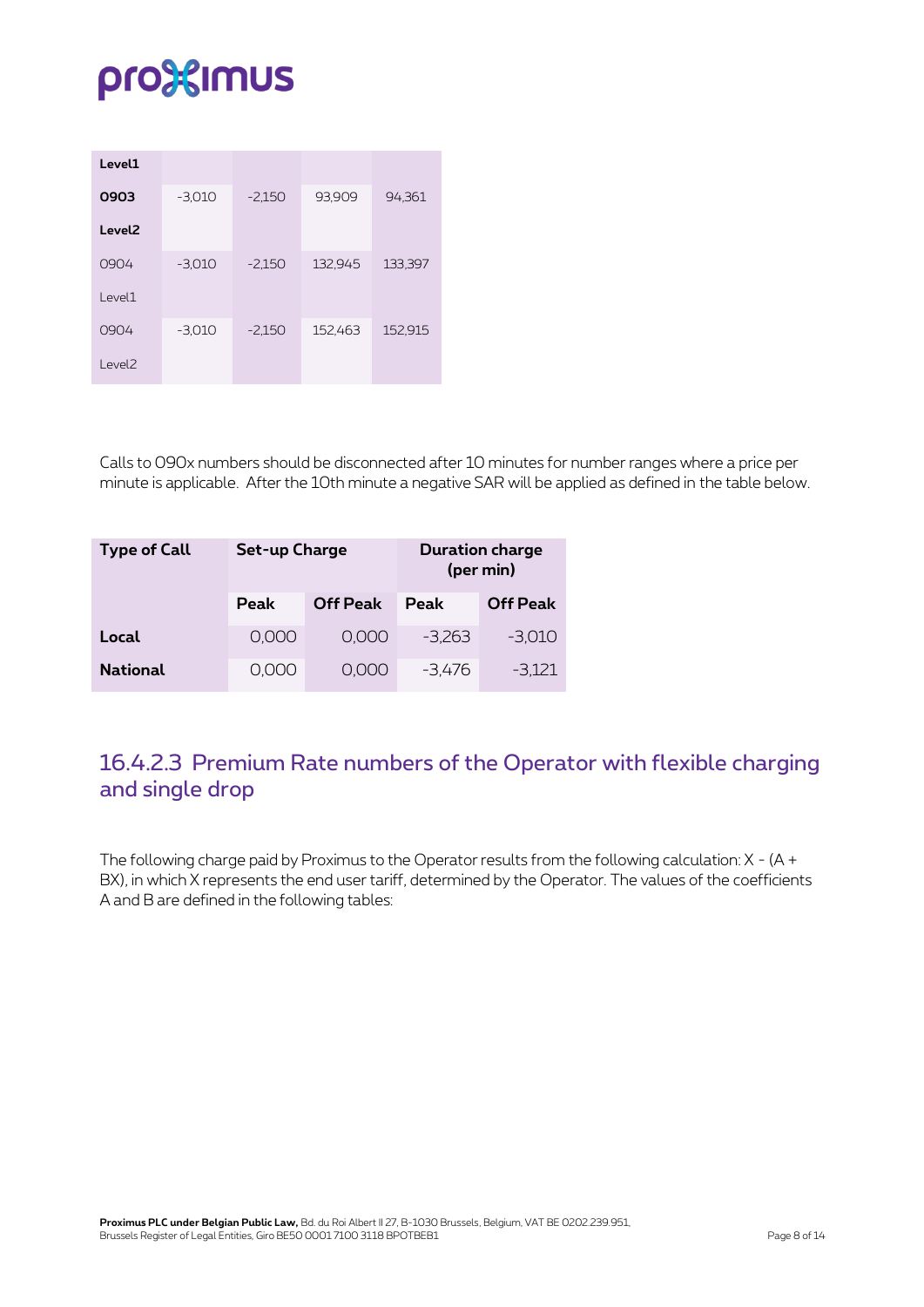| | | | | |
|---|---|---|---|---|
| **Level1** | | | | |
| **0903** | -3,010 | -2,150 | 93,909 | 94,361 |
| **Level2** | | | | |
| 0904 | -3,010 | -2,150 | 132,945 | 133,397 |
| Level1 | | | | |
| 0904 | -3,010 | -2,150 | 152,463 | 152,915 |
| Level2 | | | | |

Calls to 090x numbers should be disconnected after 10 minutes for number ranges where a price per minute is applicable. After the 10th minute a negative SAR will be applied as defined in the table below.

| Type of Call | Set-up Charge | | Duration charge (per min) | |
|---|---|---|---|---|
| | **Peak** | **Off Peak** | **Peak** | **Off Peak** |
| **Local** | 0,000 | 0,000 | -3,263 | -3,010 |
| **National** | 0,000 | 0,000 | -3,476 | -3,121 |

### 16.4.2.3 Premium Rate numbers of the Operator with flexible charging and single drop

The following charge paid by Proximus to the Operator results from the following calculation: X - (A + BX), in which X represents the end user tariff, determined by the Operator. The values of the coefficients A and B are defined in the following tables: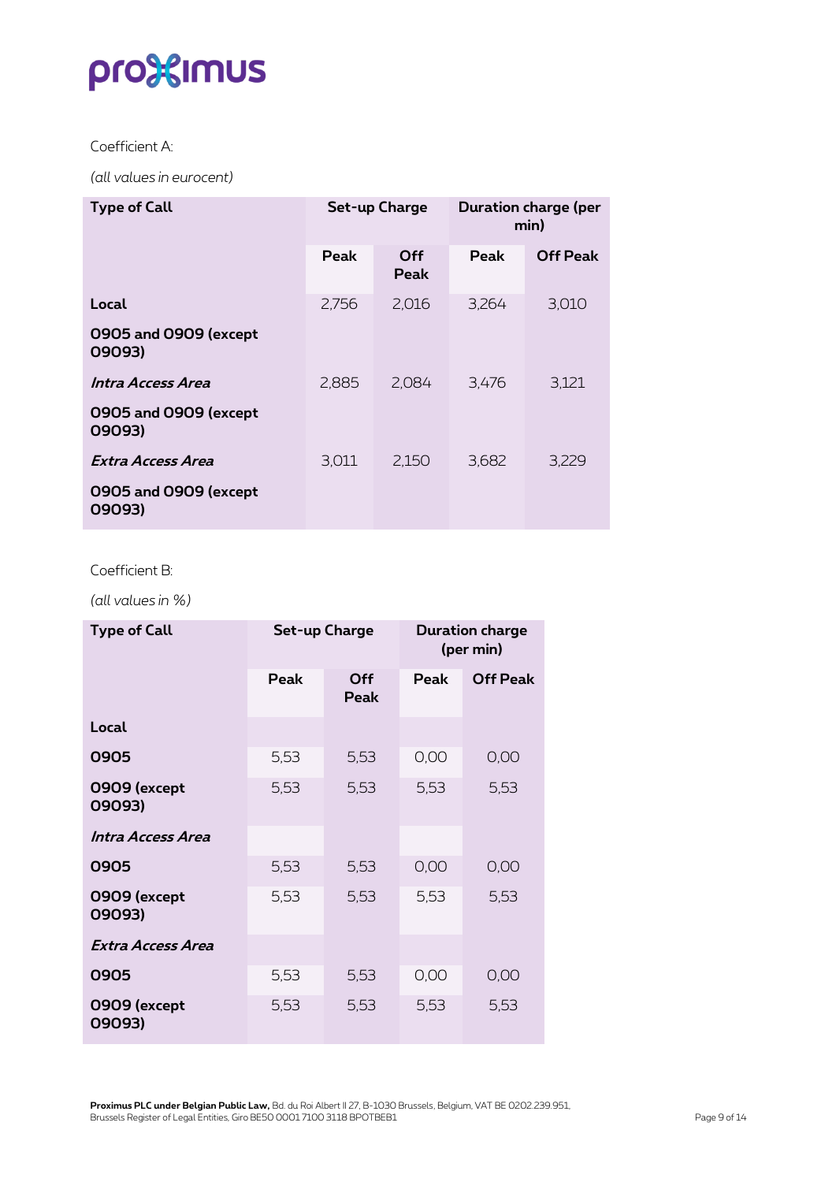Coefficient A:

*(all values in eurocent)*

| Type of Call | Set-up Charge | | Duration charge (per min) | |
|---|---|---|---|---|
| | Peak | Off Peak | Peak | Off Peak |
| **Local** | 2,756 | 2,016 | 3,264 | 3,010 |
| **0905 and 0909 (except 09093)** | | | | |
| ***Intra Access Area*** | 2,885 | 2,084 | 3,476 | 3,121 |
| **0905 and 0909 (except 09093)** | | | | |
| ***Extra Access Area*** | 3,011 | 2,150 | 3,682 | 3,229 |
| **0905 and 0909 (except 09093)** | | | | |

Coefficient B:

*(all values in %)*

| Type of Call | Set-up Charge | | Duration charge (per min) | |
|---|---|---|---|---|
| | Peak | Off Peak | Peak | Off Peak |
| **Local** | | | | |
| **0905** | 5,53 | 5,53 | 0,00 | 0,00 |
| **0909 (except 09093)** | 5,53 | 5,53 | 5,53 | 5,53 |
| ***Intra Access Area*** | | | | |
| **0905** | 5,53 | 5,53 | 0,00 | 0,00 |
| **0909 (except 09093)** | 5,53 | 5,53 | 5,53 | 5,53 |
| ***Extra Access Area*** | | | | |
| **0905** | 5,53 | 5,53 | 0,00 | 0,00 |
| **0909 (except 09093)** | 5,53 | 5,53 | 5,53 | 5,53 |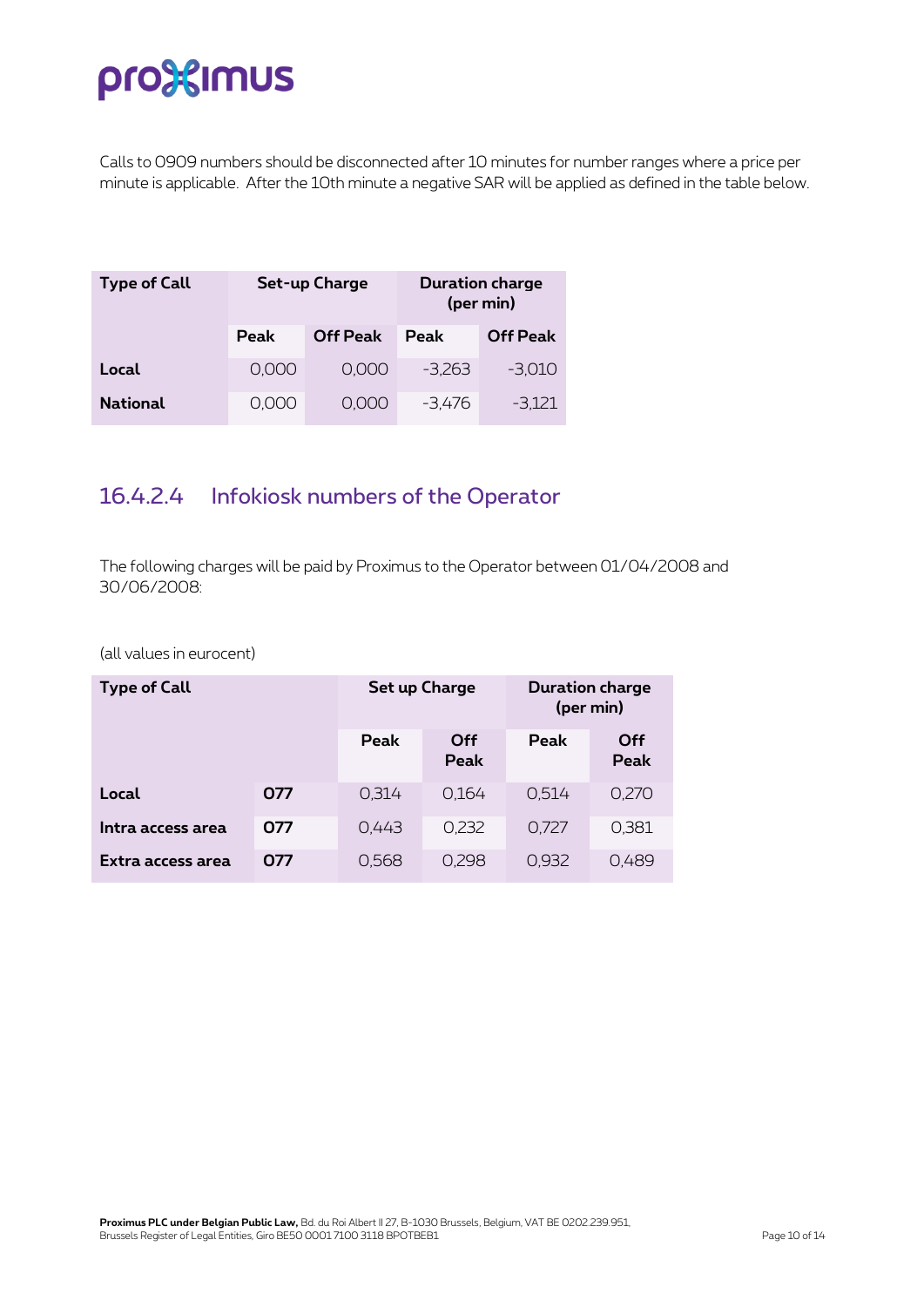Calls to 0909 numbers should be disconnected after 10 minutes for number ranges where a price per minute is applicable. After the 10th minute a negative SAR will be applied as defined in the table below.

| Type of Call | Set-up Charge | | Duration charge (per min) | |
|---|---|---|---|---|
| | Peak | Off Peak | Peak | Off Peak |
| **Local** | 0,000 | 0,000 | -3,263 | -3,010 |
| **National** | 0,000 | 0,000 | -3,476 | -3,121 |

### 16.4.2.4 Infokiosk numbers of the Operator

The following charges will be paid by Proximus to the Operator between 01/04/2008 and 30/06/2008:

(all values in eurocent)

| Type of Call | | Set up Charge | | Duration charge (per min) | |
|---|---|---|---|---|---|
| | | Peak | Off Peak | Peak | Off Peak |
| **Local** | **077** | 0,314 | 0,164 | 0,514 | 0,270 |
| **Intra access area** | **077** | 0,443 | 0,232 | 0,727 | 0,381 |
| **Extra access area** | **077** | 0,568 | 0,298 | 0,932 | 0,489 |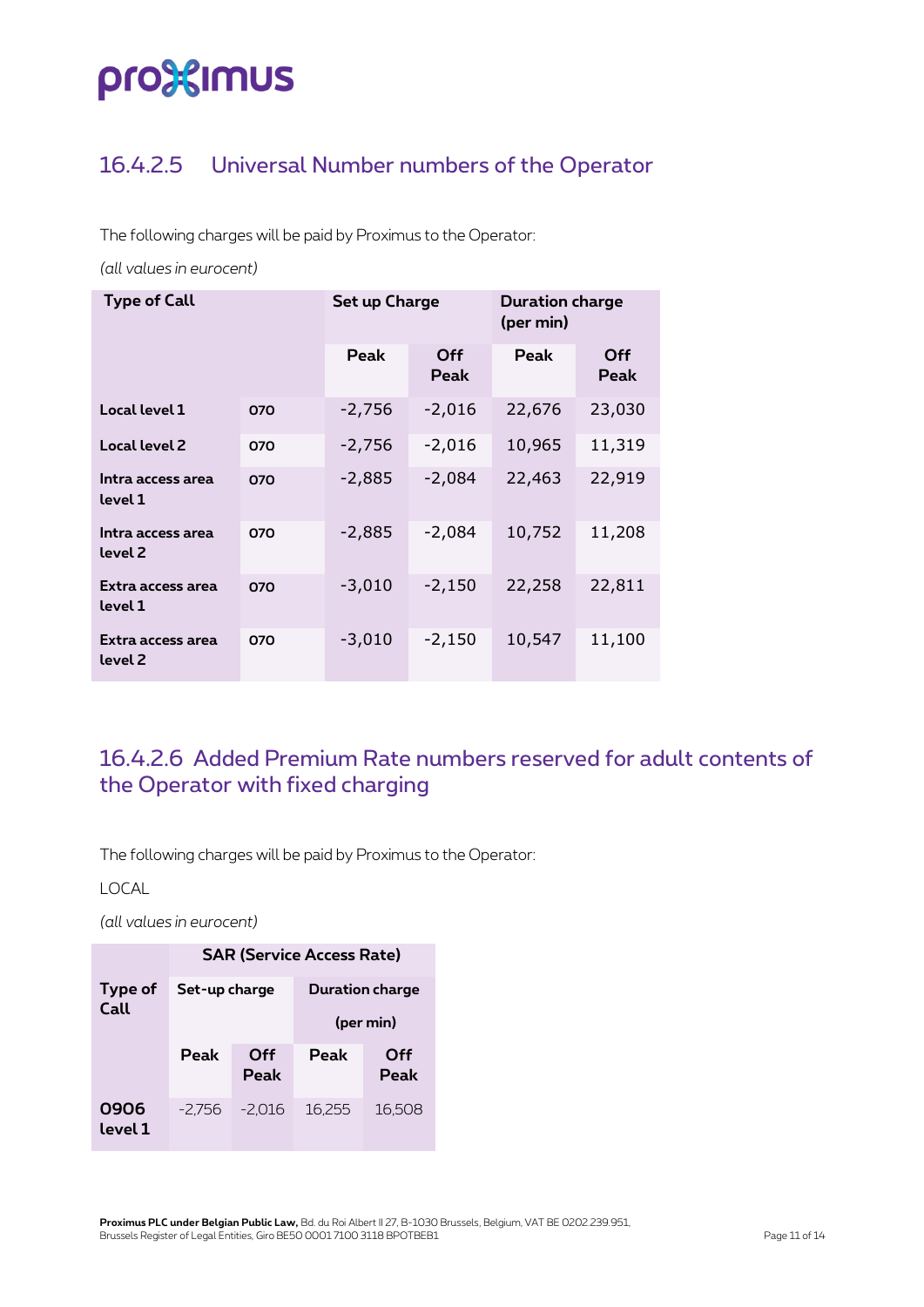### 16.4.2.5 Universal Number numbers of the Operator

The following charges will be paid by Proximus to the Operator:

*(all values in eurocent)*

| Type of Call | | Set up Charge | | Duration charge (per min) | |
|---|---|---|---|---|---|
| | | Peak | Off Peak | Peak | Off Peak |
| **Local level 1** | 070 | -2,756 | -2,016 | 22,676 | 23,030 |
| **Local level 2** | 070 | -2,756 | -2,016 | 10,965 | 11,319 |
| **Intra access area level 1** | 070 | -2,885 | -2,084 | 22,463 | 22,919 |
| **Intra access area level 2** | 070 | -2,885 | -2,084 | 10,752 | 11,208 |
| **Extra access area level 1** | 070 | -3,010 | -2,150 | 22,258 | 22,811 |
| **Extra access area level 2** | 070 | -3,010 | -2,150 | 10,547 | 11,100 |

### 16.4.2.6 Added Premium Rate numbers reserved for adult contents of the Operator with fixed charging

The following charges will be paid by Proximus to the Operator:

LOCAL

*(all values in eurocent)*

| | SAR (Service Access Rate) | | | |
|---|---|---|---|---|
| **Type of Call** | Set-up charge | | Duration charge (per min) | |
| | Peak | Off Peak | Peak | Off Peak |
| **0906 level 1** | -2,756 | -2,016 | 16,255 | 16,508 |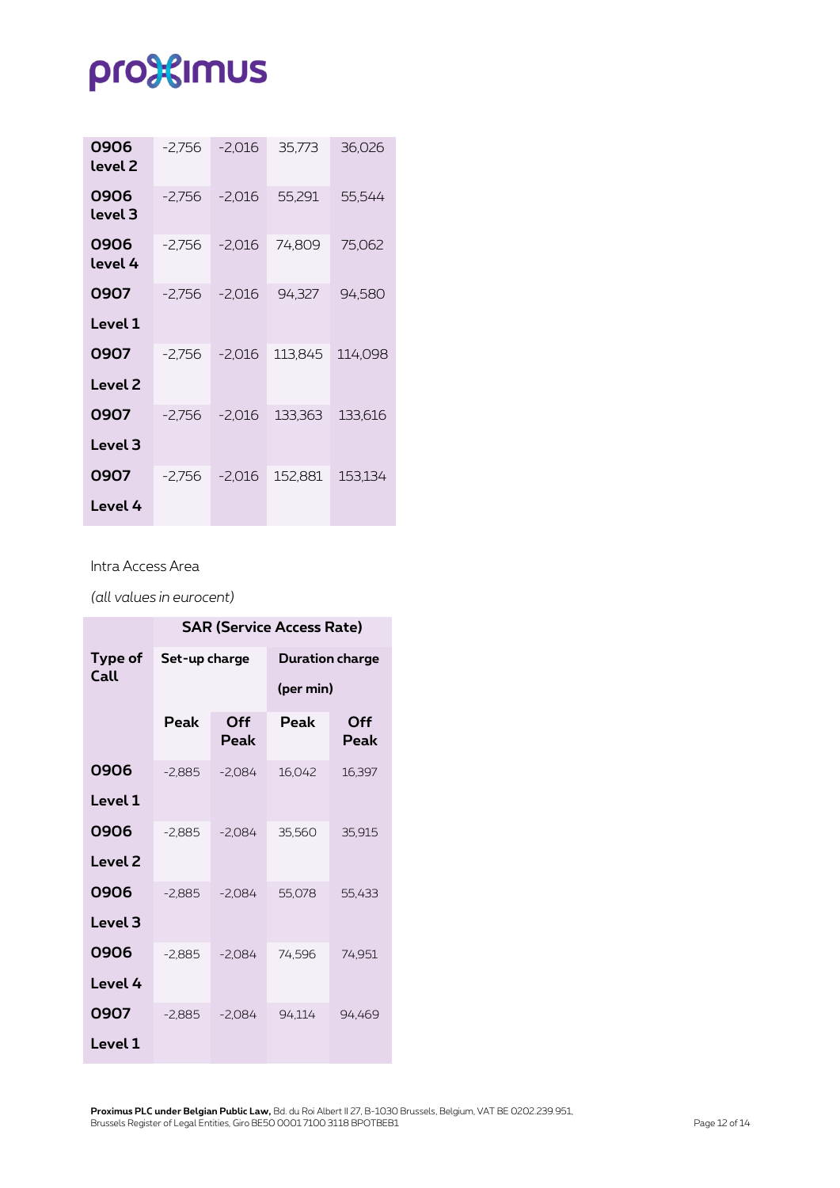| | | | | |
|---|---|---|---|---|
| **0906 level 2** | -2,756 | -2,016 | 35,773 | 36,026 |
| **0906 level 3** | -2,756 | -2,016 | 55,291 | 55,544 |
| **0906 level 4** | -2,756 | -2,016 | 74,809 | 75,062 |
| **0907 Level 1** | -2,756 | -2,016 | 94,327 | 94,580 |
| **0907 Level 2** | -2,756 | -2,016 | 113,845 | 114,098 |
| **0907 Level 3** | -2,756 | -2,016 | 133,363 | 133,616 |
| **0907 Level 4** | -2,756 | -2,016 | 152,881 | 153,134 |

Intra Access Area

*(all values in eurocent)*

| | **SAR (Service Access Rate)** | | | |
|---|---|---|---|---|
| **Type of Call** | **Set-up charge** | | **Duration charge (per min)** | |
| | **Peak** | **Off Peak** | **Peak** | **Off Peak** |
| **0906 Level 1** | -2,885 | -2,084 | 16,042 | 16,397 |
| **0906 Level 2** | -2,885 | -2,084 | 35,560 | 35,915 |
| **0906 Level 3** | -2,885 | -2,084 | 55,078 | 55,433 |
| **0906 Level 4** | -2,885 | -2,084 | 74,596 | 74,951 |
| **0907 Level 1** | -2,885 | -2,084 | 94,114 | 94,469 |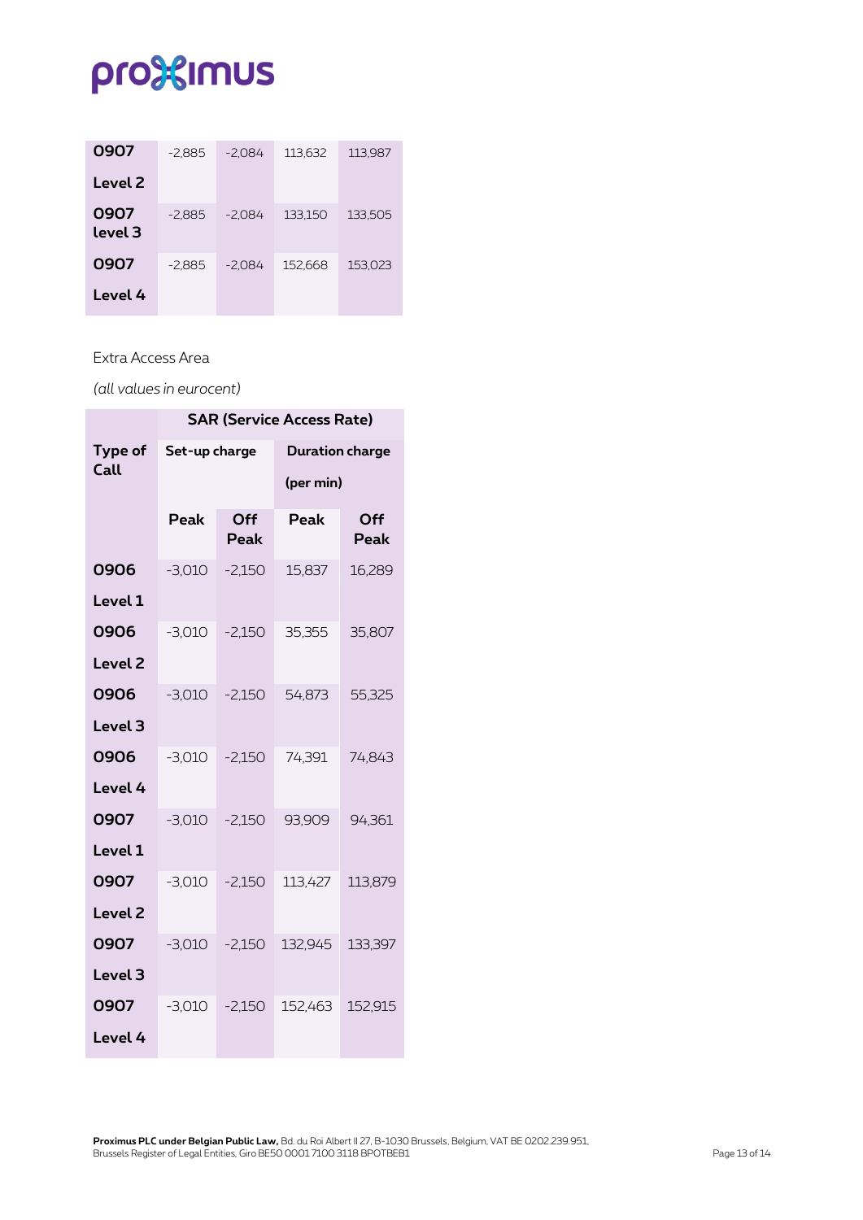| | | | | |
|---|---|---|---|---|
| **0907 Level 2** | -2,885 | -2,084 | 113,632 | 113,987 |
| **0907 level 3** | -2,885 | -2,084 | 133,150 | 133,505 |
| **0907 Level 4** | -2,885 | -2,084 | 152,668 | 153,023 |

Extra Access Area

*(all values in eurocent)*

| | **SAR (Service Access Rate)** | | | |
|---|---|---|---|---|
| **Type of Call** | **Set-up charge** | | **Duration charge (per min)** | |
| | **Peak** | **Off Peak** | **Peak** | **Off Peak** |
| **0906 Level 1** | -3,010 | -2,150 | 15,837 | 16,289 |
| **0906 Level 2** | -3,010 | -2,150 | 35,355 | 35,807 |
| **0906 Level 3** | -3,010 | -2,150 | 54,873 | 55,325 |
| **0906 Level 4** | -3,010 | -2,150 | 74,391 | 74,843 |
| **0907 Level 1** | -3,010 | -2,150 | 93,909 | 94,361 |
| **0907 Level 2** | -3,010 | -2,150 | 113,427 | 113,879 |
| **0907 Level 3** | -3,010 | -2,150 | 132,945 | 133,397 |
| **0907 Level 4** | -3,010 | -2,150 | 152,463 | 152,915 |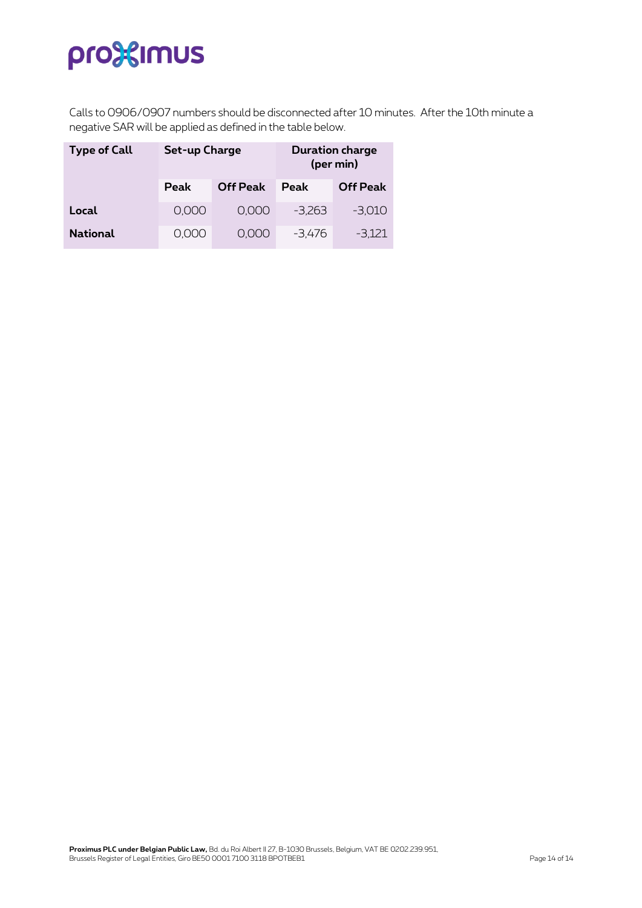Calls to 0906/0907 numbers should be disconnected after 10 minutes. After the 10th minute a negative SAR will be applied as defined in the table below.

| Type of Call | Set-up Charge | | Duration charge (per min) | |
|---|---|---|---|---|
| | Peak | Off Peak | Peak | Off Peak |
| Local | 0,000 | 0,000 | -3,263 | -3,010 |
| National | 0,000 | 0,000 | -3,476 | -3,121 |

**Proximus PLC under Belgian Public Law,** Bd. du Roi Albert II 27, B-1030 Brussels, Belgium, VAT BE 0202.239.951, Brussels Register of Legal Entities, Giro BE50 0001 7100 3118 BPOTBEB1